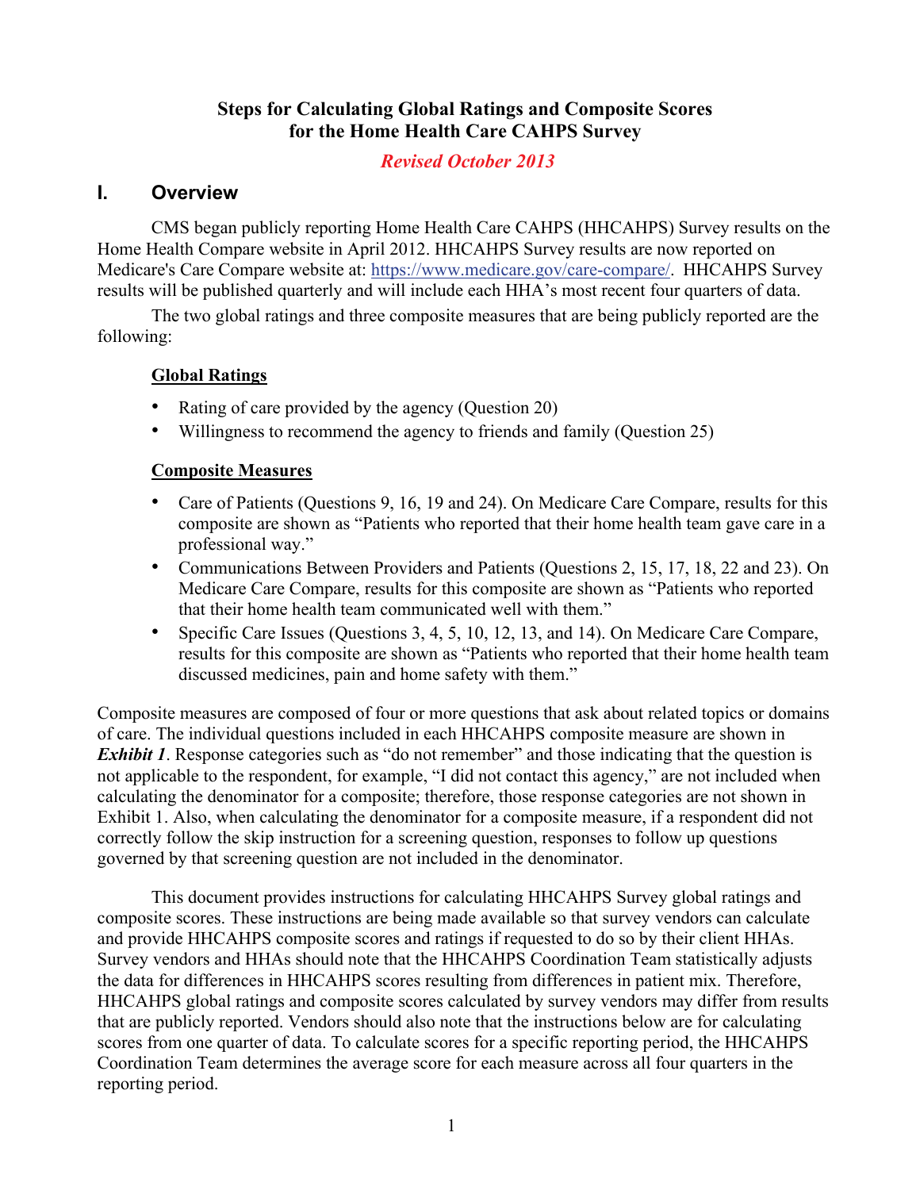# Steps for Calculating Global Ratings and Composite Scores for the Home Health Care CAHPS Survey

***Revised October 2013***

## I. Overview

CMS began publicly reporting Home Health Care CAHPS (HHCAHPS) Survey results on the Home Health Compare website in April 2012. HHCAHPS Survey results are now reported on Medicare's Care Compare website at: https://www.medicare.gov/care-compare/. HHCAHPS Survey results will be published quarterly and will include each HHA's most recent four quarters of data.

The two global ratings and three composite measures that are being publicly reported are the following:

**Global Ratings**

- Rating of care provided by the agency (Question 20)
- Willingness to recommend the agency to friends and family (Question 25)

**Composite Measures**

- Care of Patients (Questions 9, 16, 19 and 24). On Medicare Care Compare, results for this composite are shown as "Patients who reported that their home health team gave care in a professional way."
- Communications Between Providers and Patients (Questions 2, 15, 17, 18, 22 and 23). On Medicare Care Compare, results for this composite are shown as "Patients who reported that their home health team communicated well with them."
- Specific Care Issues (Questions 3, 4, 5, 10, 12, 13, and 14). On Medicare Care Compare, results for this composite are shown as "Patients who reported that their home health team discussed medicines, pain and home safety with them."

Composite measures are composed of four or more questions that ask about related topics or domains of care. The individual questions included in each HHCAHPS composite measure are shown in ***Exhibit 1***. Response categories such as "do not remember" and those indicating that the question is not applicable to the respondent, for example, "I did not contact this agency," are not included when calculating the denominator for a composite; therefore, those response categories are not shown in Exhibit 1. Also, when calculating the denominator for a composite measure, if a respondent did not correctly follow the skip instruction for a screening question, responses to follow up questions governed by that screening question are not included in the denominator.

This document provides instructions for calculating HHCAHPS Survey global ratings and composite scores. These instructions are being made available so that survey vendors can calculate and provide HHCAHPS composite scores and ratings if requested to do so by their client HHAs. Survey vendors and HHAs should note that the HHCAHPS Coordination Team statistically adjusts the data for differences in HHCAHPS scores resulting from differences in patient mix. Therefore, HHCAHPS global ratings and composite scores calculated by survey vendors may differ from results that are publicly reported. Vendors should also note that the instructions below are for calculating scores from one quarter of data. To calculate scores for a specific reporting period, the HHCAHPS Coordination Team determines the average score for each measure across all four quarters in the reporting period.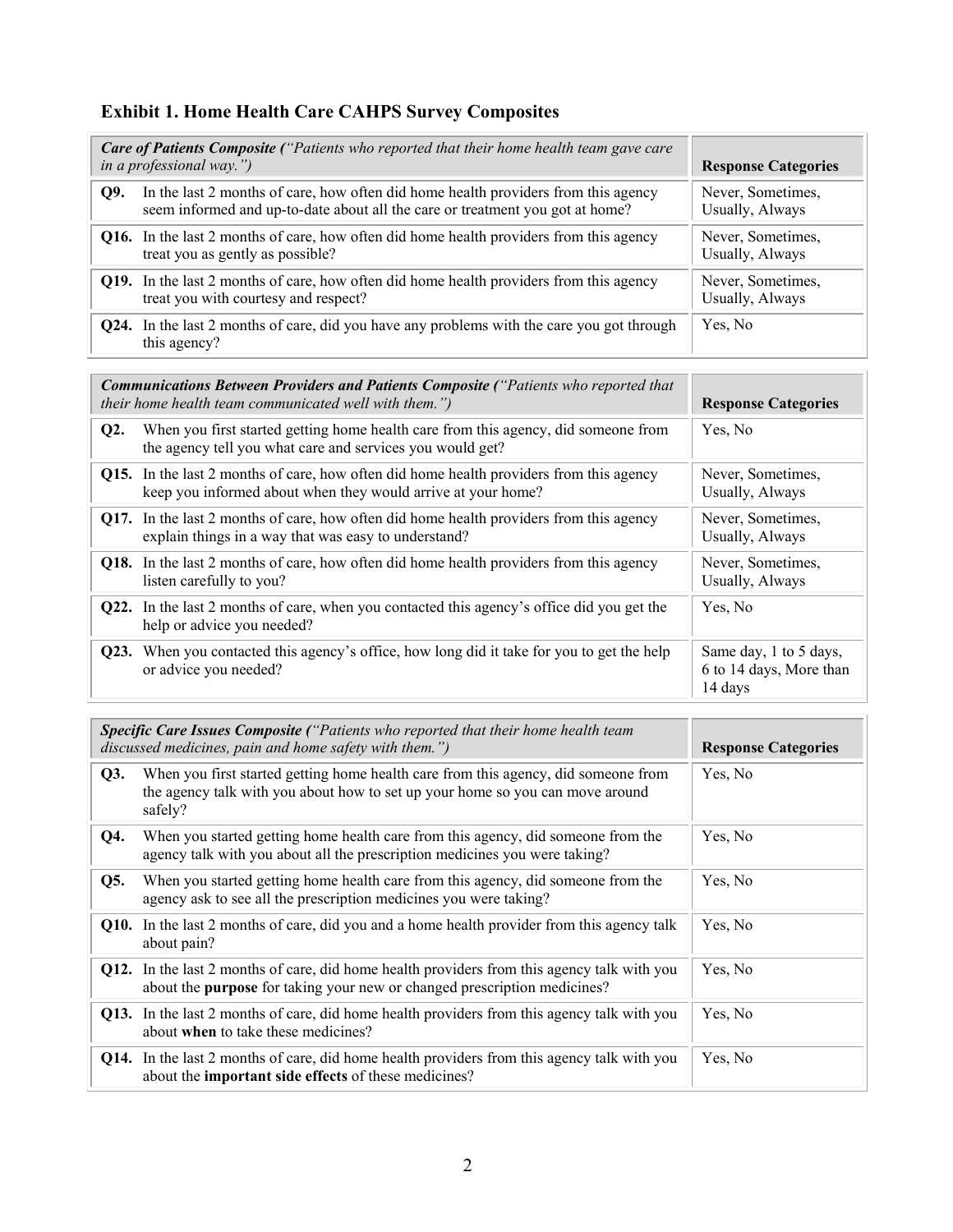### Exhibit 1. Home Health Care CAHPS Survey Composites

| ***Care of Patients Composite*** *("Patients who reported that their home health team gave care in a professional way.")* | | **Response Categories** |
|---|---|---|
| **Q9.** | In the last 2 months of care, how often did home health providers from this agency seem informed and up-to-date about all the care or treatment you got at home? | Never, Sometimes, Usually, Always |
| **Q16.** | In the last 2 months of care, how often did home health providers from this agency treat you as gently as possible? | Never, Sometimes, Usually, Always |
| **Q19.** | In the last 2 months of care, how often did home health providers from this agency treat you with courtesy and respect? | Never, Sometimes, Usually, Always |
| **Q24.** | In the last 2 months of care, did you have any problems with the care you got through this agency? | Yes, No |

| ***Communications Between Providers and Patients Composite*** *("Patients who reported that their home health team communicated well with them.")* | | **Response Categories** |
|---|---|---|
| **Q2.** | When you first started getting home health care from this agency, did someone from the agency tell you what care and services you would get? | Yes, No |
| **Q15.** | In the last 2 months of care, how often did home health providers from this agency keep you informed about when they would arrive at your home? | Never, Sometimes, Usually, Always |
| **Q17.** | In the last 2 months of care, how often did home health providers from this agency explain things in a way that was easy to understand? | Never, Sometimes, Usually, Always |
| **Q18.** | In the last 2 months of care, how often did home health providers from this agency listen carefully to you? | Never, Sometimes, Usually, Always |
| **Q22.** | In the last 2 months of care, when you contacted this agency's office did you get the help or advice you needed? | Yes, No |
| **Q23.** | When you contacted this agency's office, how long did it take for you to get the help or advice you needed? | Same day, 1 to 5 days, 6 to 14 days, More than 14 days |

| ***Specific Care Issues Composite*** *("Patients who reported that their home health team discussed medicines, pain and home safety with them.")* | | **Response Categories** |
|---|---|---|
| **Q3.** | When you first started getting home health care from this agency, did someone from the agency talk with you about how to set up your home so you can move around safely? | Yes, No |
| **Q4.** | When you started getting home health care from this agency, did someone from the agency talk with you about all the prescription medicines you were taking? | Yes, No |
| **Q5.** | When you started getting home health care from this agency, did someone from the agency ask to see all the prescription medicines you were taking? | Yes, No |
| **Q10.** | In the last 2 months of care, did you and a home health provider from this agency talk about pain? | Yes, No |
| **Q12.** | In the last 2 months of care, did home health providers from this agency talk with you about the **purpose** for taking your new or changed prescription medicines? | Yes, No |
| **Q13.** | In the last 2 months of care, did home health providers from this agency talk with you about **when** to take these medicines? | Yes, No |
| **Q14.** | In the last 2 months of care, did home health providers from this agency talk with you about the **important side effects** of these medicines? | Yes, No |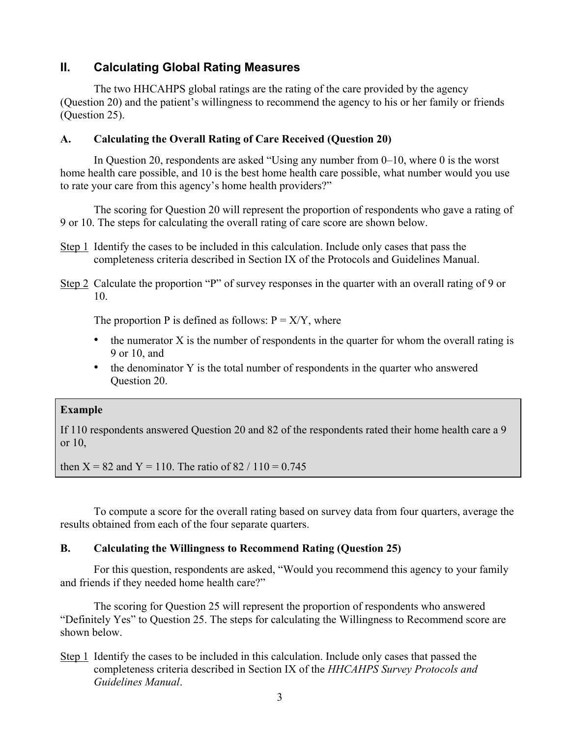## II. Calculating Global Rating Measures

The two HHCAHPS global ratings are the rating of the care provided by the agency (Question 20) and the patient's willingness to recommend the agency to his or her family or friends (Question 25).

### A. Calculating the Overall Rating of Care Received (Question 20)

In Question 20, respondents are asked "Using any number from 0–10, where 0 is the worst home health care possible, and 10 is the best home health care possible, what number would you use to rate your care from this agency's home health providers?"

The scoring for Question 20 will represent the proportion of respondents who gave a rating of 9 or 10. The steps for calculating the overall rating of care score are shown below.

<u>Step 1</u> Identify the cases to be included in this calculation. Include only cases that pass the completeness criteria described in Section IX of the Protocols and Guidelines Manual.

<u>Step 2</u> Calculate the proportion "P" of survey responses in the quarter with an overall rating of 9 or 10.

The proportion P is defined as follows: $P = X/Y$, where

- the numerator X is the number of respondents in the quarter for whom the overall rating is 9 or 10, and
- the denominator Y is the total number of respondents in the quarter who answered Question 20.

> **Example**
>
> If 110 respondents answered Question 20 and 82 of the respondents rated their home health care a 9 or 10,
>
> then $X = 82$ and $Y = 110$. The ratio of $82 / 110 = 0.745$

To compute a score for the overall rating based on survey data from four quarters, average the results obtained from each of the four separate quarters.

### B. Calculating the Willingness to Recommend Rating (Question 25)

For this question, respondents are asked, "Would you recommend this agency to your family and friends if they needed home health care?"

The scoring for Question 25 will represent the proportion of respondents who answered "Definitely Yes" to Question 25. The steps for calculating the Willingness to Recommend score are shown below.

<u>Step 1</u> Identify the cases to be included in this calculation. Include only cases that passed the completeness criteria described in Section IX of the *HHCAHPS Survey Protocols and Guidelines Manual*.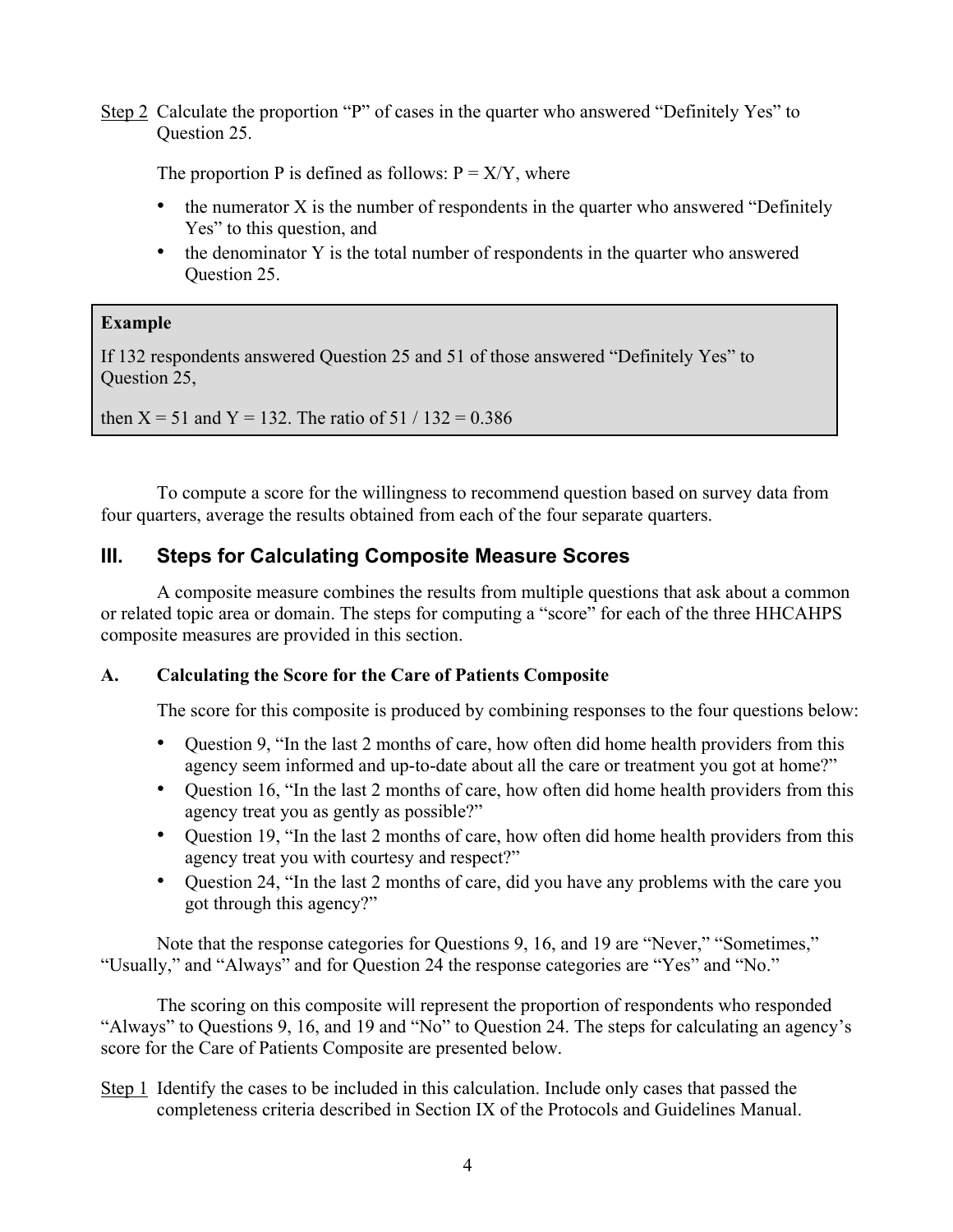Step 2 Calculate the proportion "P" of cases in the quarter who answered "Definitely Yes" to Question 25.

The proportion P is defined as follows: $P = X/Y$, where

- the numerator X is the number of respondents in the quarter who answered "Definitely Yes" to this question, and
- the denominator Y is the total number of respondents in the quarter who answered Question 25.

> **Example**
>
> If 132 respondents answered Question 25 and 51 of those answered "Definitely Yes" to Question 25,
>
> then $X = 51$ and $Y = 132$. The ratio of $51 / 132 = 0.386$

To compute a score for the willingness to recommend question based on survey data from four quarters, average the results obtained from each of the four separate quarters.

## III. Steps for Calculating Composite Measure Scores

A composite measure combines the results from multiple questions that ask about a common or related topic area or domain. The steps for computing a "score" for each of the three HHCAHPS composite measures are provided in this section.

### A. Calculating the Score for the Care of Patients Composite

The score for this composite is produced by combining responses to the four questions below:

- Question 9, "In the last 2 months of care, how often did home health providers from this agency seem informed and up-to-date about all the care or treatment you got at home?"
- Question 16, "In the last 2 months of care, how often did home health providers from this agency treat you as gently as possible?"
- Question 19, "In the last 2 months of care, how often did home health providers from this agency treat you with courtesy and respect?"
- Question 24, "In the last 2 months of care, did you have any problems with the care you got through this agency?"

Note that the response categories for Questions 9, 16, and 19 are "Never," "Sometimes," "Usually," and "Always" and for Question 24 the response categories are "Yes" and "No."

The scoring on this composite will represent the proportion of respondents who responded "Always" to Questions 9, 16, and 19 and "No" to Question 24. The steps for calculating an agency's score for the Care of Patients Composite are presented below.

Step 1 Identify the cases to be included in this calculation. Include only cases that passed the completeness criteria described in Section IX of the Protocols and Guidelines Manual.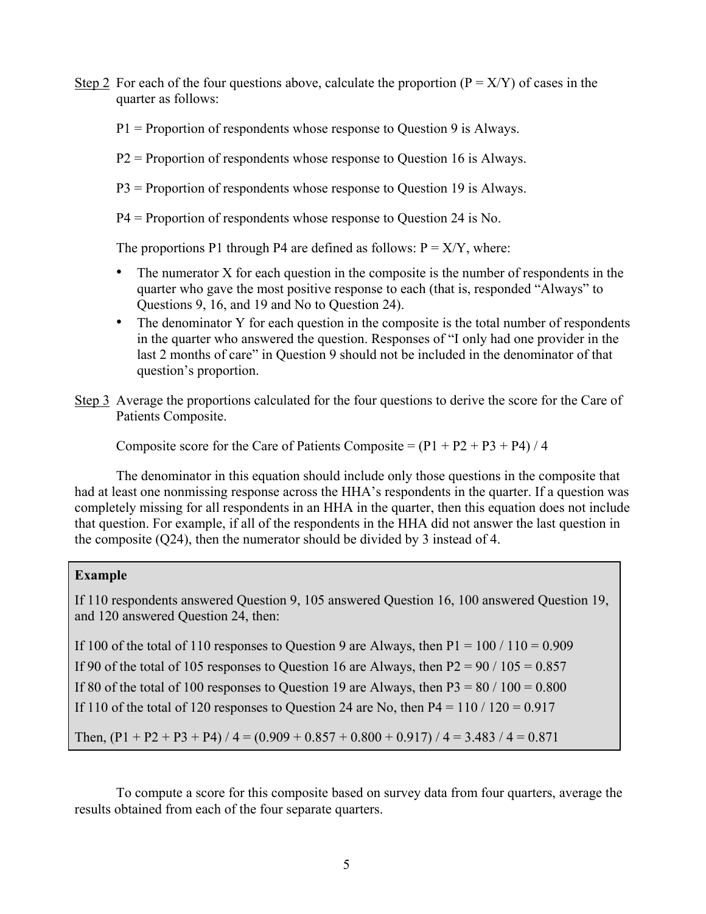Step 2 For each of the four questions above, calculate the proportion ($P = X/Y$) of cases in the quarter as follows:

P1 = Proportion of respondents whose response to Question 9 is Always.

P2 = Proportion of respondents whose response to Question 16 is Always.

P3 = Proportion of respondents whose response to Question 19 is Always.

P4 = Proportion of respondents whose response to Question 24 is No.

The proportions P1 through P4 are defined as follows: $P = X/Y$, where:

- The numerator X for each question in the composite is the number of respondents in the quarter who gave the most positive response to each (that is, responded "Always" to Questions 9, 16, and 19 and No to Question 24).
- The denominator Y for each question in the composite is the total number of respondents in the quarter who answered the question. Responses of "I only had one provider in the last 2 months of care" in Question 9 should not be included in the denominator of that question's proportion.

Step 3 Average the proportions calculated for the four questions to derive the score for the Care of Patients Composite.

Composite score for the Care of Patients Composite = $(P1 + P2 + P3 + P4) / 4$

The denominator in this equation should include only those questions in the composite that had at least one nonmissing response across the HHA's respondents in the quarter. If a question was completely missing for all respondents in an HHA in the quarter, then this equation does not include that question. For example, if all of the respondents in the HHA did not answer the last question in the composite (Q24), then the numerator should be divided by 3 instead of 4.

**Example**

If 110 respondents answered Question 9, 105 answered Question 16, 100 answered Question 19, and 120 answered Question 24, then:

If 100 of the total of 110 responses to Question 9 are Always, then $P1 = 100 / 110 = 0.909$

If 90 of the total of 105 responses to Question 16 are Always, then $P2 = 90 / 105 = 0.857$

If 80 of the total of 100 responses to Question 19 are Always, then $P3 = 80 / 100 = 0.800$

If 110 of the total of 120 responses to Question 24 are No, then $P4 = 110 / 120 = 0.917$

Then, $(P1 + P2 + P3 + P4) / 4 = (0.909 + 0.857 + 0.800 + 0.917) / 4 = 3.483 / 4 = 0.871$

To compute a score for this composite based on survey data from four quarters, average the results obtained from each of the four separate quarters.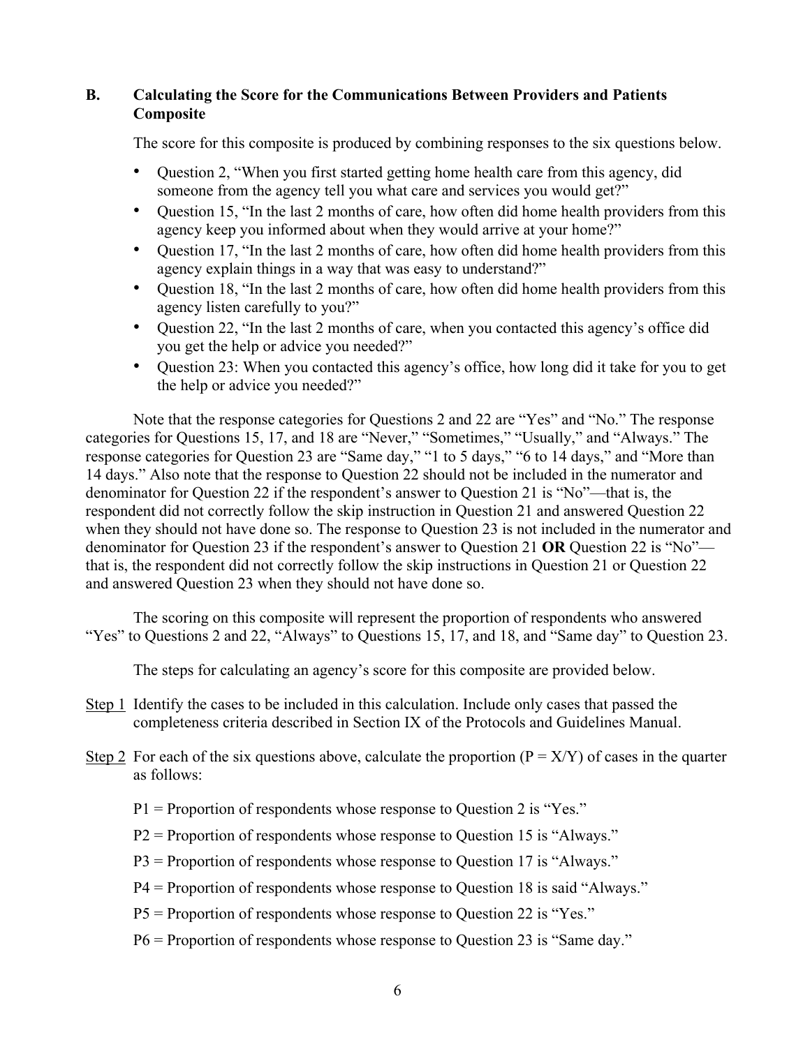## B. Calculating the Score for the Communications Between Providers and Patients Composite

The score for this composite is produced by combining responses to the six questions below.

- Question 2, "When you first started getting home health care from this agency, did someone from the agency tell you what care and services you would get?"
- Question 15, "In the last 2 months of care, how often did home health providers from this agency keep you informed about when they would arrive at your home?"
- Question 17, "In the last 2 months of care, how often did home health providers from this agency explain things in a way that was easy to understand?"
- Question 18, "In the last 2 months of care, how often did home health providers from this agency listen carefully to you?"
- Question 22, "In the last 2 months of care, when you contacted this agency's office did you get the help or advice you needed?"
- Question 23: When you contacted this agency's office, how long did it take for you to get the help or advice you needed?"

Note that the response categories for Questions 2 and 22 are "Yes" and "No." The response categories for Questions 15, 17, and 18 are "Never," "Sometimes," "Usually," and "Always." The response categories for Question 23 are "Same day," "1 to 5 days," "6 to 14 days," and "More than 14 days." Also note that the response to Question 22 should not be included in the numerator and denominator for Question 22 if the respondent's answer to Question 21 is "No"—that is, the respondent did not correctly follow the skip instruction in Question 21 and answered Question 22 when they should not have done so. The response to Question 23 is not included in the numerator and denominator for Question 23 if the respondent's answer to Question 21 **OR** Question 22 is "No"—that is, the respondent did not correctly follow the skip instructions in Question 21 or Question 22 and answered Question 23 when they should not have done so.

The scoring on this composite will represent the proportion of respondents who answered "Yes" to Questions 2 and 22, "Always" to Questions 15, 17, and 18, and "Same day" to Question 23.

The steps for calculating an agency's score for this composite are provided below.

<u>Step 1</u> Identify the cases to be included in this calculation. Include only cases that passed the completeness criteria described in Section IX of the Protocols and Guidelines Manual.

<u>Step 2</u> For each of the six questions above, calculate the proportion ($P = X/Y$) of cases in the quarter as follows:

P1 = Proportion of respondents whose response to Question 2 is "Yes."

P2 = Proportion of respondents whose response to Question 15 is "Always."

P3 = Proportion of respondents whose response to Question 17 is "Always."

P4 = Proportion of respondents whose response to Question 18 is said "Always."

P5 = Proportion of respondents whose response to Question 22 is "Yes."

P6 = Proportion of respondents whose response to Question 23 is "Same day."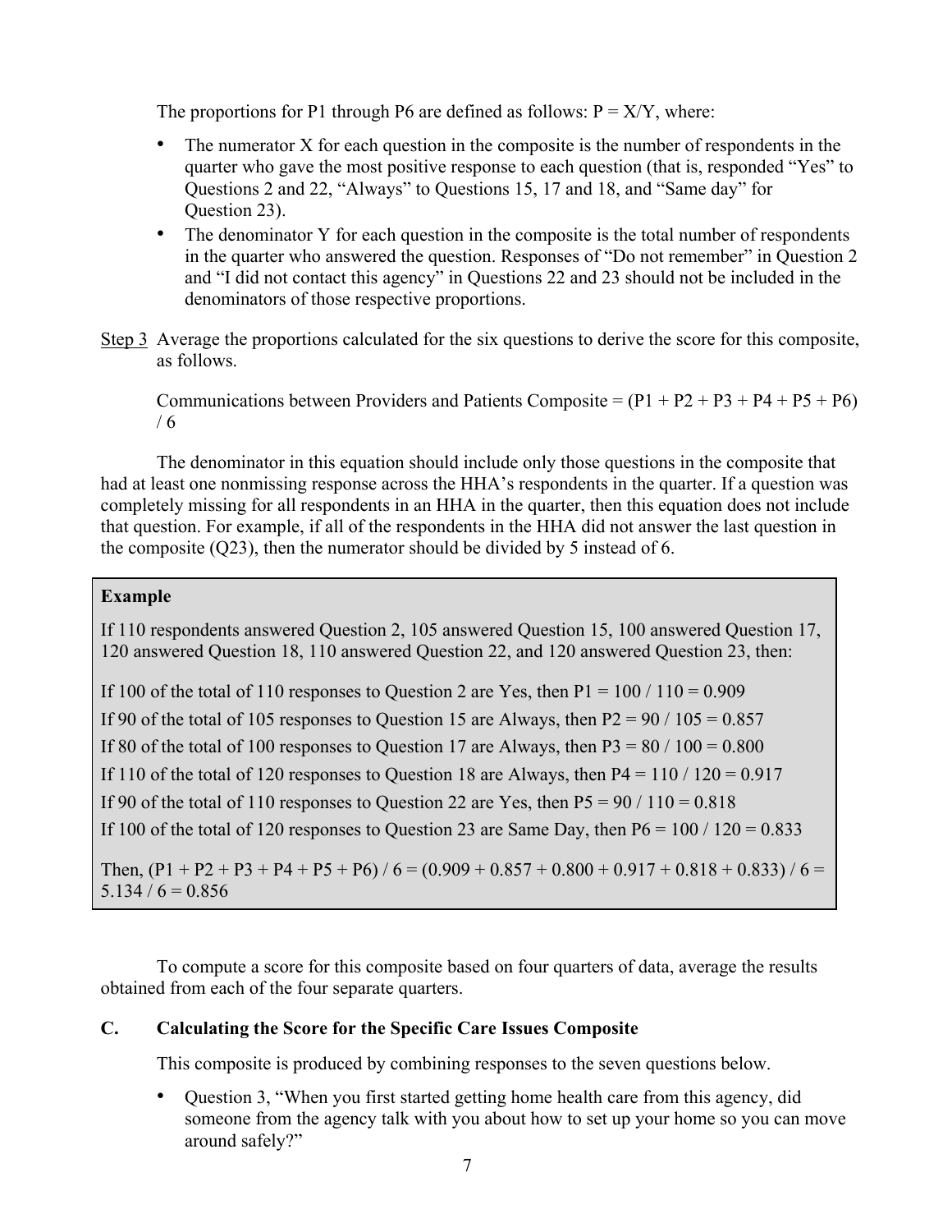The proportions for P1 through P6 are defined as follows: P = X/Y, where:

- The numerator X for each question in the composite is the number of respondents in the quarter who gave the most positive response to each question (that is, responded "Yes" to Questions 2 and 22, "Always" to Questions 15, 17 and 18, and "Same day" for Question 23).
- The denominator Y for each question in the composite is the total number of respondents in the quarter who answered the question. Responses of "Do not remember" in Question 2 and "I did not contact this agency" in Questions 22 and 23 should not be included in the denominators of those respective proportions.

Step 3 Average the proportions calculated for the six questions to derive the score for this composite, as follows.

Communications between Providers and Patients Composite = (P1 + P2 + P3 + P4 + P5 + P6) / 6

The denominator in this equation should include only those questions in the composite that had at least one nonmissing response across the HHA's respondents in the quarter. If a question was completely missing for all respondents in an HHA in the quarter, then this equation does not include that question. For example, if all of the respondents in the HHA did not answer the last question in the composite (Q23), then the numerator should be divided by 5 instead of 6.

> **Example**
>
> If 110 respondents answered Question 2, 105 answered Question 15, 100 answered Question 17, 120 answered Question 18, 110 answered Question 22, and 120 answered Question 23, then:
>
> If 100 of the total of 110 responses to Question 2 are Yes, then P1 = 100 / 110 = 0.909
>
> If 90 of the total of 105 responses to Question 15 are Always, then P2 = 90 / 105 = 0.857
>
> If 80 of the total of 100 responses to Question 17 are Always, then P3 = 80 / 100 = 0.800
>
> If 110 of the total of 120 responses to Question 18 are Always, then P4 = 110 / 120 = 0.917
>
> If 90 of the total of 110 responses to Question 22 are Yes, then P5 = 90 / 110 = 0.818
>
> If 100 of the total of 120 responses to Question 23 are Same Day, then P6 = 100 / 120 = 0.833
>
> Then, (P1 + P2 + P3 + P4 + P5 + P6) / 6 = (0.909 + 0.857 + 0.800 + 0.917 + 0.818 + 0.833) / 6 = 5.134 / 6 = 0.856

To compute a score for this composite based on four quarters of data, average the results obtained from each of the four separate quarters.

### C. Calculating the Score for the Specific Care Issues Composite

This composite is produced by combining responses to the seven questions below.

- Question 3, "When you first started getting home health care from this agency, did someone from the agency talk with you about how to set up your home so you can move around safely?"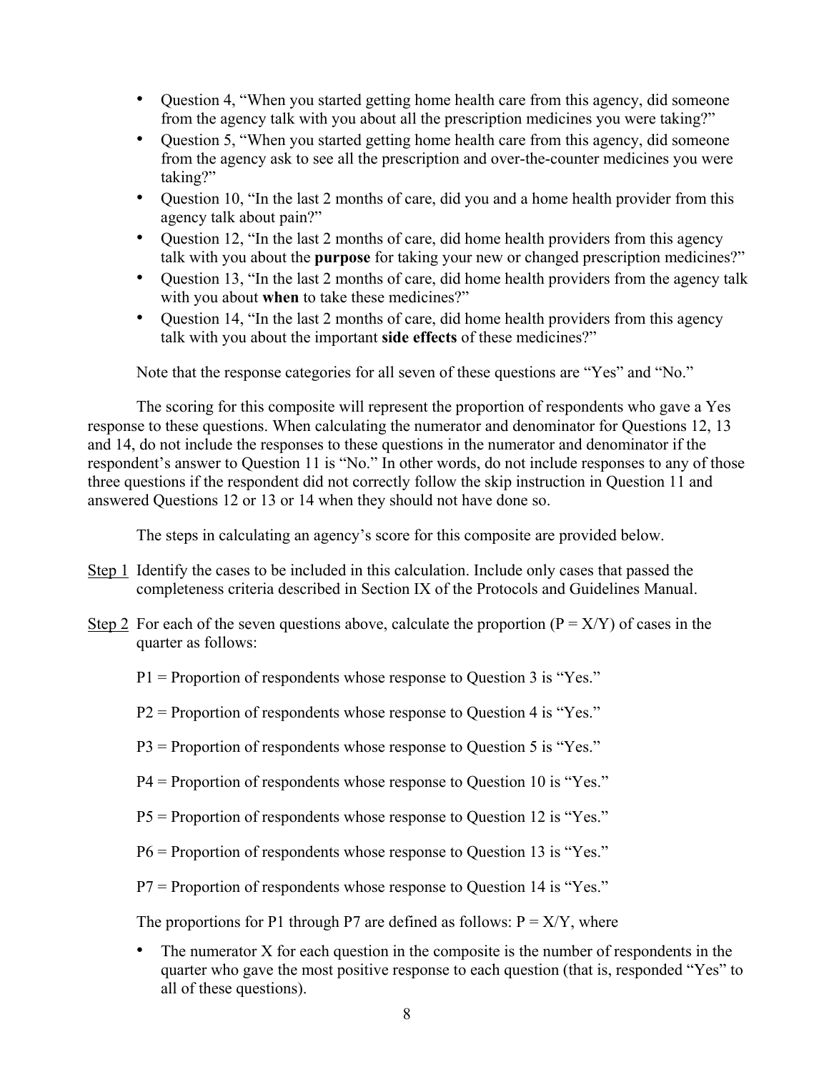- Question 4, "When you started getting home health care from this agency, did someone from the agency talk with you about all the prescription medicines you were taking?"
- Question 5, "When you started getting home health care from this agency, did someone from the agency ask to see all the prescription and over-the-counter medicines you were taking?"
- Question 10, "In the last 2 months of care, did you and a home health provider from this agency talk about pain?"
- Question 12, "In the last 2 months of care, did home health providers from this agency talk with you about the **purpose** for taking your new or changed prescription medicines?"
- Question 13, "In the last 2 months of care, did home health providers from the agency talk with you about **when** to take these medicines?"
- Question 14, "In the last 2 months of care, did home health providers from this agency talk with you about the important **side effects** of these medicines?"

Note that the response categories for all seven of these questions are "Yes" and "No."

The scoring for this composite will represent the proportion of respondents who gave a Yes response to these questions. When calculating the numerator and denominator for Questions 12, 13 and 14, do not include the responses to these questions in the numerator and denominator if the respondent's answer to Question 11 is "No." In other words, do not include responses to any of those three questions if the respondent did not correctly follow the skip instruction in Question 11 and answered Questions 12 or 13 or 14 when they should not have done so.

The steps in calculating an agency's score for this composite are provided below.

Step 1 Identify the cases to be included in this calculation. Include only cases that passed the completeness criteria described in Section IX of the Protocols and Guidelines Manual.

Step 2 For each of the seven questions above, calculate the proportion ($P = X/Y$) of cases in the quarter as follows:

P1 = Proportion of respondents whose response to Question 3 is "Yes."

P2 = Proportion of respondents whose response to Question 4 is "Yes."

P3 = Proportion of respondents whose response to Question 5 is "Yes."

P4 = Proportion of respondents whose response to Question 10 is "Yes."

P5 = Proportion of respondents whose response to Question 12 is "Yes."

P6 = Proportion of respondents whose response to Question 13 is "Yes."

P7 = Proportion of respondents whose response to Question 14 is "Yes."

The proportions for P1 through P7 are defined as follows: $P = X/Y$, where

- The numerator X for each question in the composite is the number of respondents in the quarter who gave the most positive response to each question (that is, responded "Yes" to all of these questions).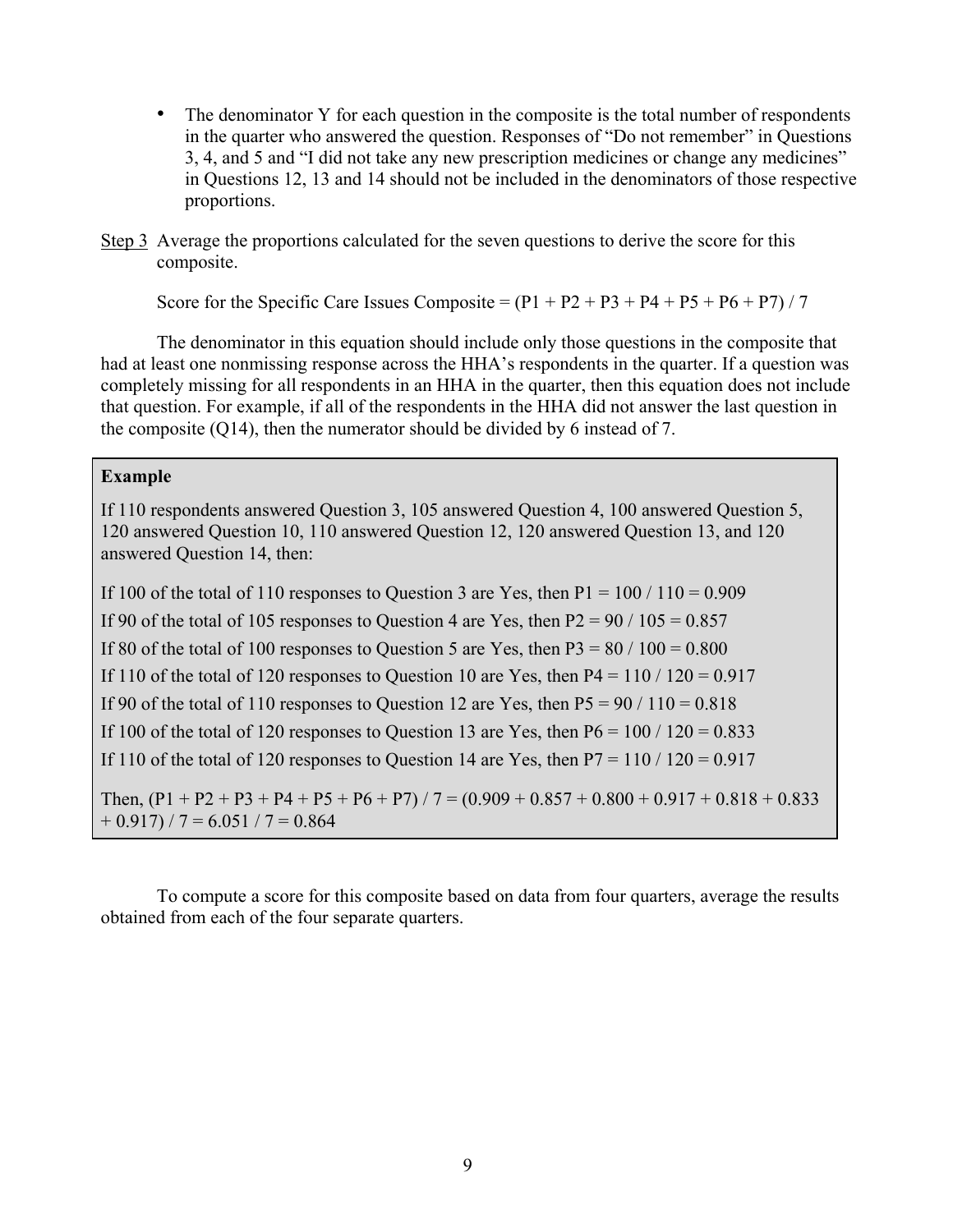- The denominator Y for each question in the composite is the total number of respondents in the quarter who answered the question. Responses of "Do not remember" in Questions 3, 4, and 5 and "I did not take any new prescription medicines or change any medicines" in Questions 12, 13 and 14 should not be included in the denominators of those respective proportions.

Step 3 Average the proportions calculated for the seven questions to derive the score for this composite.

Score for the Specific Care Issues Composite = (P1 + P2 + P3 + P4 + P5 + P6 + P7) / 7

The denominator in this equation should include only those questions in the composite that had at least one nonmissing response across the HHA's respondents in the quarter. If a question was completely missing for all respondents in an HHA in the quarter, then this equation does not include that question. For example, if all of the respondents in the HHA did not answer the last question in the composite (Q14), then the numerator should be divided by 6 instead of 7.

**Example**

If 110 respondents answered Question 3, 105 answered Question 4, 100 answered Question 5, 120 answered Question 10, 110 answered Question 12, 120 answered Question 13, and 120 answered Question 14, then:

If 100 of the total of 110 responses to Question 3 are Yes, then P1 = 100 / 110 = 0.909

If 90 of the total of 105 responses to Question 4 are Yes, then P2 = 90 / 105 = 0.857

If 80 of the total of 100 responses to Question 5 are Yes, then P3 = 80 / 100 = 0.800

If 110 of the total of 120 responses to Question 10 are Yes, then P4 = 110 / 120 = 0.917

If 90 of the total of 110 responses to Question 12 are Yes, then P5 = 90 / 110 = 0.818

If 100 of the total of 120 responses to Question 13 are Yes, then P6 = 100 / 120 = 0.833

If 110 of the total of 120 responses to Question 14 are Yes, then P7 = 110 / 120 = 0.917

Then, (P1 + P2 + P3 + P4 + P5 + P6 + P7) / 7 = (0.909 + 0.857 + 0.800 + 0.917 + 0.818 + 0.833 + 0.917) / 7 = 6.051 / 7 = 0.864

To compute a score for this composite based on data from four quarters, average the results obtained from each of the four separate quarters.